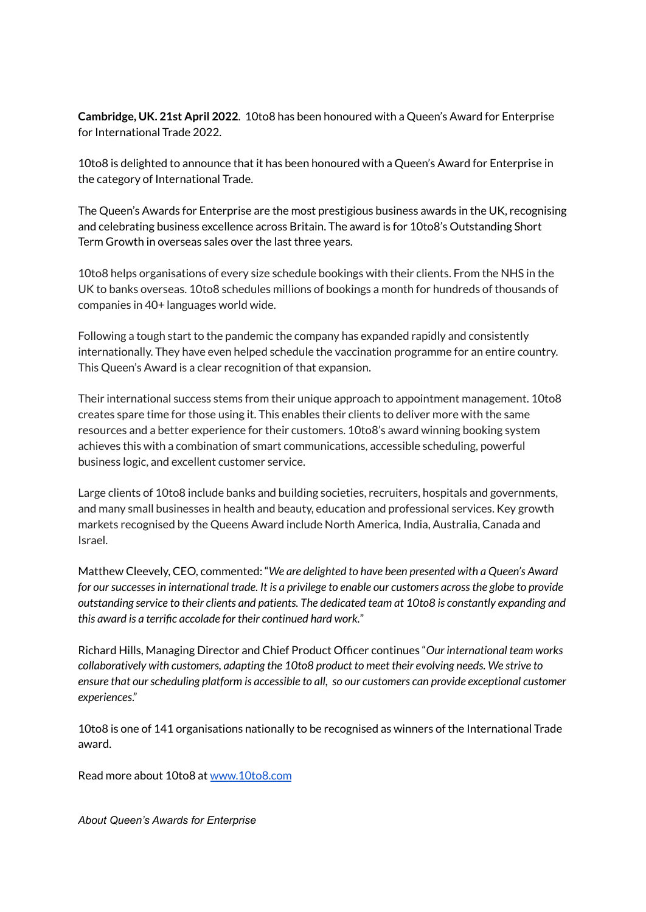**Cambridge, UK. 21st April 2022**. 10to8 has been honoured with a Queen's Award for Enterprise for International Trade 2022.

10to8 is delighted to announce that it has been honoured with a Queen's Award for Enterprise in the category of International Trade.

The Queen's Awards for Enterprise are the most prestigious business awards in the UK, recognising and celebrating business excellence across Britain. The award is for 10to8's Outstanding Short Term Growth in overseas sales over the last three years.

10to8 helps organisations of every size schedule bookings with their clients. From the NHS in the UK to banks overseas. 10to8 schedules millions of bookings a month for hundreds of thousands of companies in 40+ languages world wide.

Following a tough start to the pandemic the company has expanded rapidly and consistently internationally. They have even helped schedule the vaccination programme for an entire country. This Queen's Award is a clear recognition of that expansion.

Their international success stems from their unique approach to appointment management. 10to8 creates spare time for those using it. This enables their clients to deliver more with the same resources and a better experience for their customers. 10to8's award winning booking system achieves this with a combination of smart communications, accessible scheduling, powerful business logic, and excellent customer service.

Large clients of 10to8 include banks and building societies, recruiters, hospitals and governments, and many small businesses in health and beauty, education and professional services. Key growth markets recognised by the Queens Award include North America, India, Australia, Canada and Israel.

Matthew Cleevely, CEO, commented: "*We are delighted to have been presented with a Queen's Award for our successes in international trade. It is a privilege to enable our customers across the globe to provide outstanding service to their clients and patients. The dedicated team at 10to8 is constantly expanding and this award is a terrific accolade for their continued hard work.*"

Richard Hills, Managing Director and Chief Product Officer continues "*Our international team works collaboratively with customers, adapting the 10to8 product to meet their evolving needs. We strive to ensure that our scheduling platform is accessible to all, so our customers can provide exceptional customer experiences.*"

10to8 is one of 141 organisations nationally to be recognised as winners of the International Trade award.

Read more about 10to8 at [www.10to8.com](http://www.10to8.com)

*About Queen's Awards for Enterprise*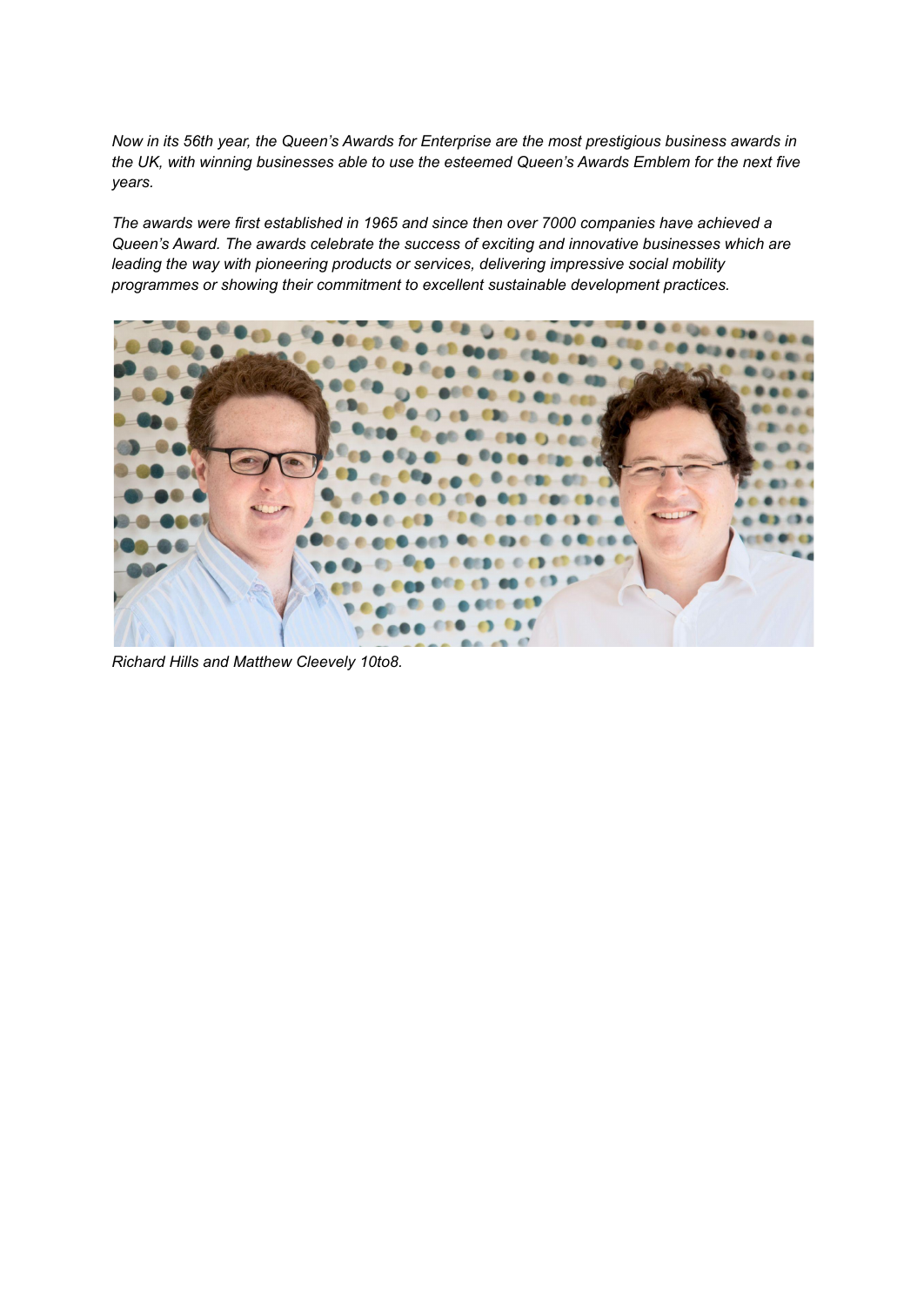*Now in its 56th year, the Queen's Awards for Enterprise are the most prestigious business awards in the UK, with winning businesses able to use the esteemed Queen's Awards Emblem for the next five years.*

*The awards were first established in 1965 and since then over 7000 companies have achieved a Queen's Award. The awards celebrate the success of exciting and innovative businesses which are leading the way with pioneering products or services, delivering impressive social mobility programmes or showing their commitment to excellent sustainable development practices.*

*Richard Hills and Matthew Cleevely 10to8.*